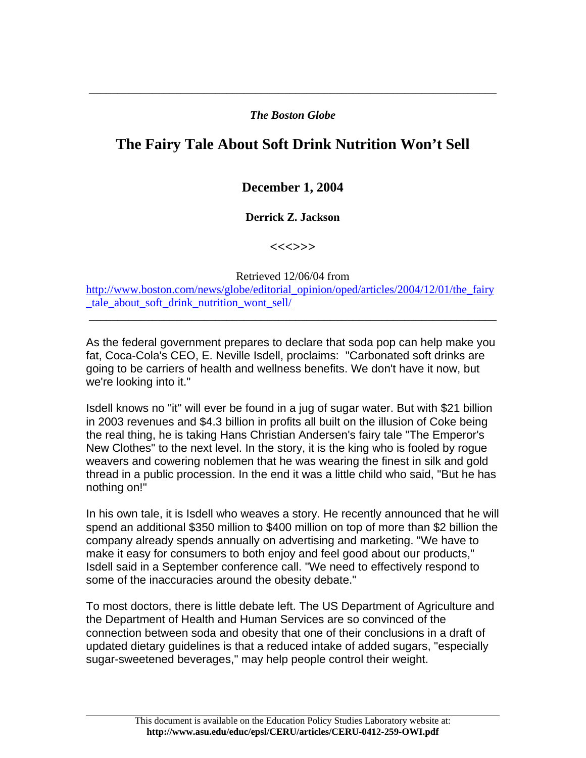*The Boston Globe*

# The Fairy Tale About Soft Drink Nutrition Won't Sell

**December 1, 2004**

**Derrick Z. Jackson**

**<<<>>>**

Retrieved 12/06/04 from
http://www.boston.com/news/globe/editorial_opinion/oped/articles/2004/12/01/the_fairy_tale_about_soft_drink_nutrition_wont_sell/

---

As the federal government prepares to declare that soda pop can help make you fat, Coca-Cola's CEO, E. Neville Isdell, proclaims: "Carbonated soft drinks are going to be carriers of health and wellness benefits. We don't have it now, but we're looking into it."

Isdell knows no "it" will ever be found in a jug of sugar water. But with $21 billion in 2003 revenues and $4.3 billion in profits all built on the illusion of Coke being the real thing, he is taking Hans Christian Andersen's fairy tale "The Emperor's New Clothes" to the next level. In the story, it is the king who is fooled by rogue weavers and cowering noblemen that he was wearing the finest in silk and gold thread in a public procession. In the end it was a little child who said, "But he has nothing on!"

In his own tale, it is Isdell who weaves a story. He recently announced that he will spend an additional $350 million to $400 million on top of more than $2 billion the company already spends annually on advertising and marketing. "We have to make it easy for consumers to both enjoy and feel good about our products," Isdell said in a September conference call. "We need to effectively respond to some of the inaccuracies around the obesity debate."

To most doctors, there is little debate left. The US Department of Agriculture and the Department of Health and Human Services are so convinced of the connection between soda and obesity that one of their conclusions in a draft of updated dietary guidelines is that a reduced intake of added sugars, "especially sugar-sweetened beverages," may help people control their weight.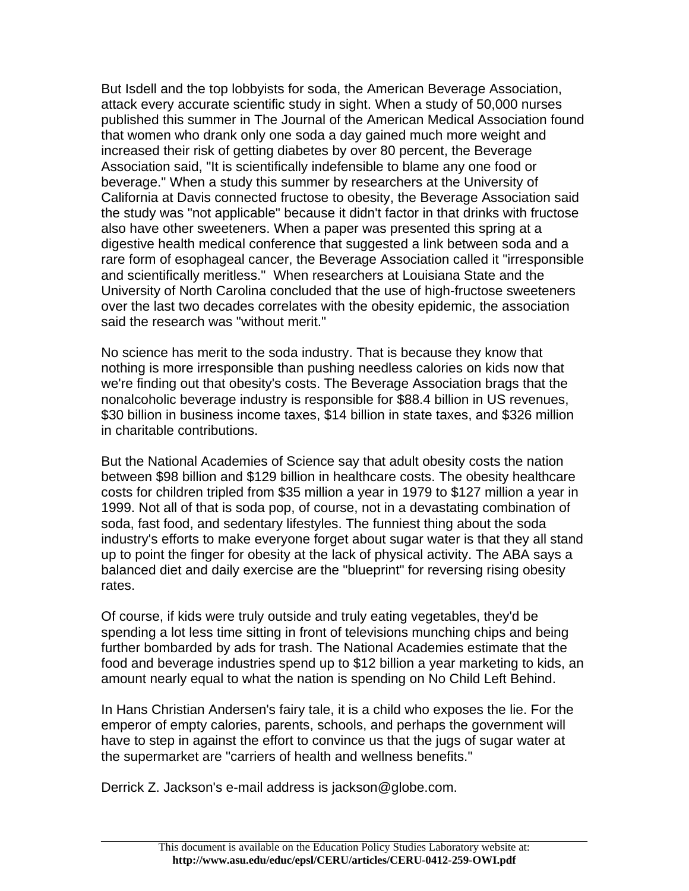But Isdell and the top lobbyists for soda, the American Beverage Association, attack every accurate scientific study in sight. When a study of 50,000 nurses published this summer in The Journal of the American Medical Association found that women who drank only one soda a day gained much more weight and increased their risk of getting diabetes by over 80 percent, the Beverage Association said, "It is scientifically indefensible to blame any one food or beverage." When a study this summer by researchers at the University of California at Davis connected fructose to obesity, the Beverage Association said the study was "not applicable" because it didn't factor in that drinks with fructose also have other sweeteners. When a paper was presented this spring at a digestive health medical conference that suggested a link between soda and a rare form of esophageal cancer, the Beverage Association called it "irresponsible and scientifically meritless." When researchers at Louisiana State and the University of North Carolina concluded that the use of high-fructose sweeteners over the last two decades correlates with the obesity epidemic, the association said the research was "without merit."

No science has merit to the soda industry. That is because they know that nothing is more irresponsible than pushing needless calories on kids now that we're finding out that obesity's costs. The Beverage Association brags that the nonalcoholic beverage industry is responsible for $88.4 billion in US revenues, $30 billion in business income taxes, $14 billion in state taxes, and $326 million in charitable contributions.

But the National Academies of Science say that adult obesity costs the nation between $98 billion and $129 billion in healthcare costs. The obesity healthcare costs for children tripled from $35 million a year in 1979 to $127 million a year in 1999. Not all of that is soda pop, of course, not in a devastating combination of soda, fast food, and sedentary lifestyles. The funniest thing about the soda industry's efforts to make everyone forget about sugar water is that they all stand up to point the finger for obesity at the lack of physical activity. The ABA says a balanced diet and daily exercise are the "blueprint" for reversing rising obesity rates.

Of course, if kids were truly outside and truly eating vegetables, they'd be spending a lot less time sitting in front of televisions munching chips and being further bombarded by ads for trash. The National Academies estimate that the food and beverage industries spend up to $12 billion a year marketing to kids, an amount nearly equal to what the nation is spending on No Child Left Behind.

In Hans Christian Andersen's fairy tale, it is a child who exposes the lie. For the emperor of empty calories, parents, schools, and perhaps the government will have to step in against the effort to convince us that the jugs of sugar water at the supermarket are "carriers of health and wellness benefits."

Derrick Z. Jackson's e-mail address is jackson@globe.com.